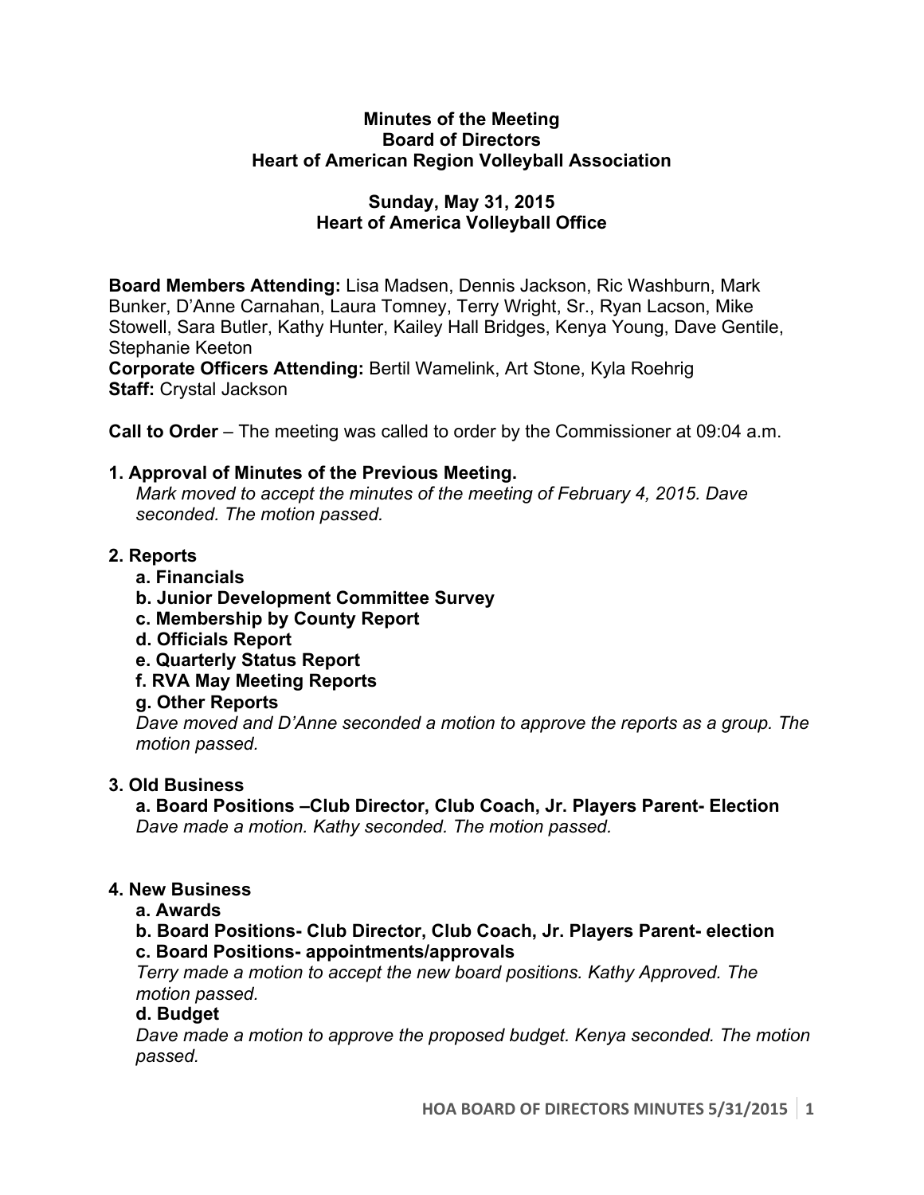**Minutes of the Meeting**
**Board of Directors**
**Heart of American Region Volleyball Association**

**Sunday, May 31, 2015**
**Heart of America Volleyball Office**

**Board Members Attending:** Lisa Madsen, Dennis Jackson, Ric Washburn, Mark Bunker, D'Anne Carnahan, Laura Tomney, Terry Wright, Sr., Ryan Lacson, Mike Stowell, Sara Butler, Kathy Hunter, Kailey Hall Bridges, Kenya Young, Dave Gentile, Stephanie Keeton
**Corporate Officers Attending:** Bertil Wamelink, Art Stone, Kyla Roehrig
**Staff:** Crystal Jackson

**Call to Order** – The meeting was called to order by the Commissioner at 09:04 a.m.

**1. Approval of Minutes of the Previous Meeting.**

*Mark moved to accept the minutes of the meeting of February 4, 2015. Dave seconded. The motion passed.*

**2. Reports**

- **a. Financials**
- **b. Junior Development Committee Survey**
- **c. Membership by County Report**
- **d. Officials Report**
- **e. Quarterly Status Report**
- **f. RVA May Meeting Reports**
- **g. Other Reports**

*Dave moved and D'Anne seconded a motion to approve the reports as a group. The motion passed.*

**3. Old Business**

**a. Board Positions –Club Director, Club Coach, Jr. Players Parent- Election**

*Dave made a motion. Kathy seconded. The motion passed.*

**4. New Business**

**a. Awards**

**b. Board Positions- Club Director, Club Coach, Jr. Players Parent- election**

**c. Board Positions- appointments/approvals**

*Terry made a motion to accept the new board positions. Kathy Approved. The motion passed.*

**d. Budget**

*Dave made a motion to approve the proposed budget. Kenya seconded. The motion passed.*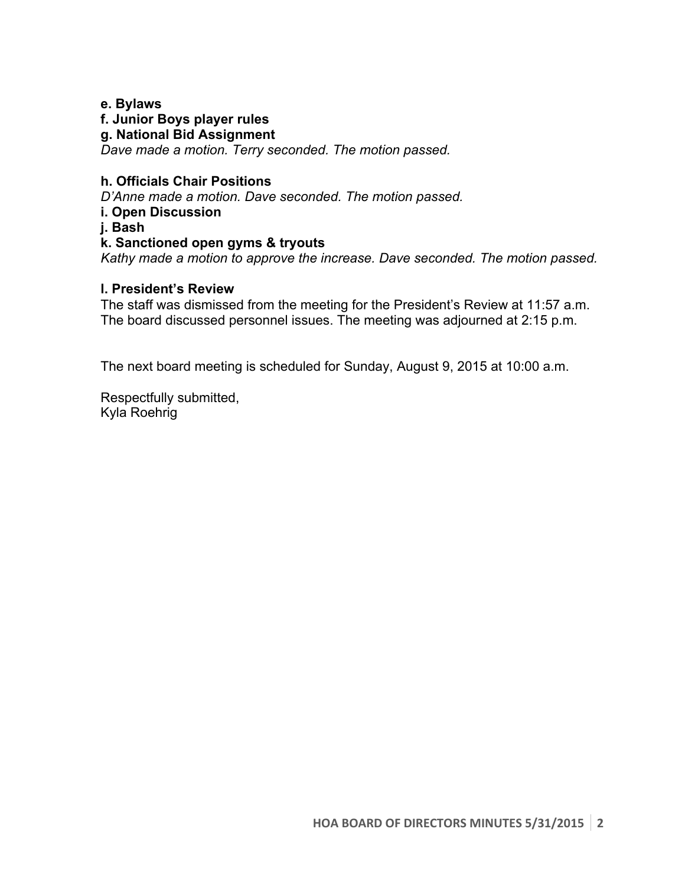**e. Bylaws**

**f. Junior Boys player rules**

**g. National Bid Assignment**

*Dave made a motion. Terry seconded. The motion passed.*

**h. Officials Chair Positions**

*D'Anne made a motion. Dave seconded. The motion passed.*

**i. Open Discussion**

**j. Bash**

**k. Sanctioned open gyms & tryouts**

*Kathy made a motion to approve the increase. Dave seconded. The motion passed.*

**l. President's Review**

The staff was dismissed from the meeting for the President's Review at 11:57 a.m. The board discussed personnel issues. The meeting was adjourned at 2:15 p.m.

The next board meeting is scheduled for Sunday, August 9, 2015 at 10:00 a.m.

Respectfully submitted,
Kyla Roehrig